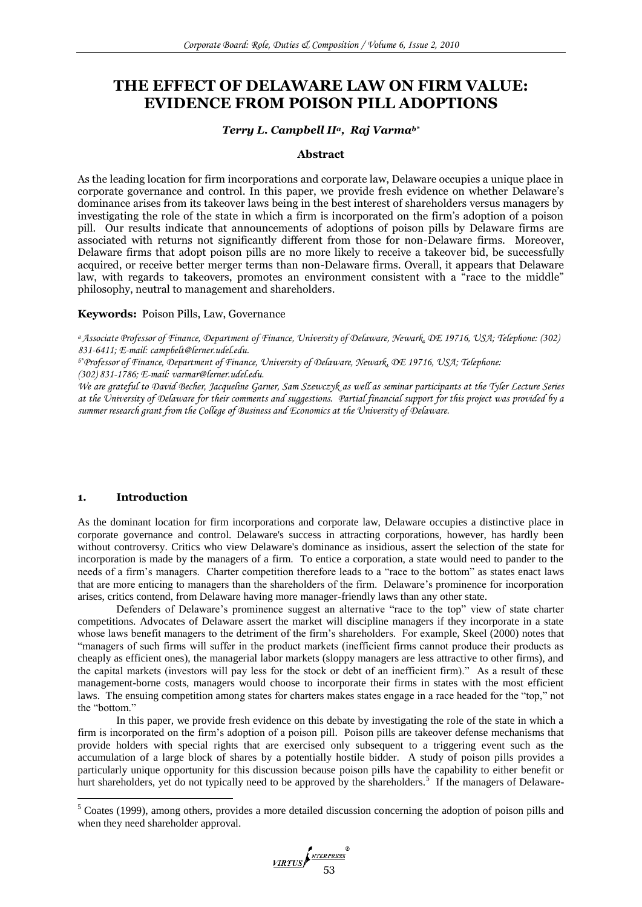# THE EFFECT OF DELAWARE LAW ON FIRM VALUE: EVIDENCE FROM POISON PILL ADOPTIONS

***Terry L. Campbell II[a], Raj Varma[b*]***

### Abstract

As the leading location for firm incorporations and corporate law, Delaware occupies a unique place in corporate governance and control. In this paper, we provide fresh evidence on whether Delaware's dominance arises from its takeover laws being in the best interest of shareholders versus managers by investigating the role of the state in which a firm is incorporated on the firm's adoption of a poison pill. Our results indicate that announcements of adoptions of poison pills by Delaware firms are associated with returns not significantly different from those for non-Delaware firms. Moreover, Delaware firms that adopt poison pills are no more likely to receive a takeover bid, be successfully acquired, or receive better merger terms than non-Delaware firms. Overall, it appears that Delaware law, with regards to takeovers, promotes an environment consistent with a "race to the middle" philosophy, neutral to management and shareholders.

**Keywords:** Poison Pills, Law, Governance

*[a] Associate Professor of Finance, Department of Finance, University of Delaware, Newark, DE 19716, USA; Telephone: (302) 831-6411; E-mail: campbelt@lerner.udel.edu.*

*[b*] Professor of Finance, Department of Finance, University of Delaware, Newark, DE 19716, USA; Telephone: (302) 831-1786; E-mail: varmar@lerner.udel.edu.*

*We are grateful to David Becher, Jacqueline Garner, Sam Szewczyk as well as seminar participants at the Tyler Lecture Series at the University of Delaware for their comments and suggestions. Partial financial support for this project was provided by a summer research grant from the College of Business and Economics at the University of Delaware.*

## 1. Introduction

As the dominant location for firm incorporations and corporate law, Delaware occupies a distinctive place in corporate governance and control. Delaware's success in attracting corporations, however, has hardly been without controversy. Critics who view Delaware's dominance as insidious, assert the selection of the state for incorporation is made by the managers of a firm. To entice a corporation, a state would need to pander to the needs of a firm's managers. Charter competition therefore leads to a "race to the bottom" as states enact laws that are more enticing to managers than the shareholders of the firm. Delaware's prominence for incorporation arises, critics contend, from Delaware having more manager-friendly laws than any other state.

Defenders of Delaware's prominence suggest an alternative "race to the top" view of state charter competitions. Advocates of Delaware assert the market will discipline managers if they incorporate in a state whose laws benefit managers to the detriment of the firm's shareholders. For example, Skeel (2000) notes that "managers of such firms will suffer in the product markets (inefficient firms cannot produce their products as cheaply as efficient ones), the managerial labor markets (sloppy managers are less attractive to other firms), and the capital markets (investors will pay less for the stock or debt of an inefficient firm)." As a result of these management-borne costs, managers would choose to incorporate their firms in states with the most efficient laws. The ensuing competition among states for charters makes states engage in a race headed for the "top," not the "bottom."

In this paper, we provide fresh evidence on this debate by investigating the role of the state in which a firm is incorporated on the firm's adoption of a poison pill. Poison pills are takeover defense mechanisms that provide holders with special rights that are exercised only subsequent to a triggering event such as the accumulation of a large block of shares by a potentially hostile bidder. A study of poison pills provides a particularly unique opportunity for this discussion because poison pills have the capability to either benefit or hurt shareholders, yet do not typically need to be approved by the shareholders.[5] If the managers of Delaware-

[5] Coates (1999), among others, provides a more detailed discussion concerning the adoption of poison pills and when they need shareholder approval.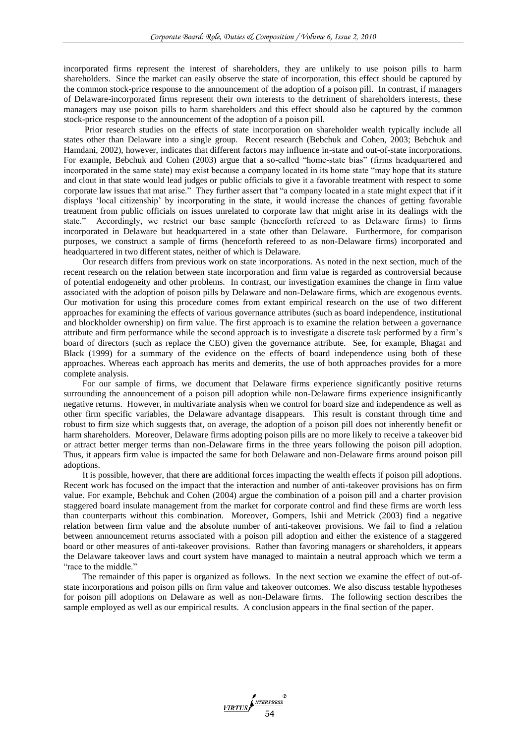incorporated firms represent the interest of shareholders, they are unlikely to use poison pills to harm shareholders. Since the market can easily observe the state of incorporation, this effect should be captured by the common stock-price response to the announcement of the adoption of a poison pill. In contrast, if managers of Delaware-incorporated firms represent their own interests to the detriment of shareholders interests, these managers may use poison pills to harm shareholders and this effect should also be captured by the common stock-price response to the announcement of the adoption of a poison pill.

Prior research studies on the effects of state incorporation on shareholder wealth typically include all states other than Delaware into a single group. Recent research (Bebchuk and Cohen, 2003; Bebchuk and Hamdani, 2002), however, indicates that different factors may influence in-state and out-of-state incorporations. For example, Bebchuk and Cohen (2003) argue that a so-called "home-state bias" (firms headquartered and incorporated in the same state) may exist because a company located in its home state "may hope that its stature and clout in that state would lead judges or public officials to give it a favorable treatment with respect to some corporate law issues that mat arise." They further assert that "a company located in a state might expect that if it displays 'local citizenship' by incorporating in the state, it would increase the chances of getting favorable treatment from public officials on issues unrelated to corporate law that might arise in its dealings with the state." Accordingly, we restrict our base sample (henceforth refereed to as Delaware firms) to firms incorporated in Delaware but headquartered in a state other than Delaware. Furthermore, for comparison purposes, we construct a sample of firms (henceforth refereed to as non-Delaware firms) incorporated and headquartered in two different states, neither of which is Delaware.

Our research differs from previous work on state incorporations. As noted in the next section, much of the recent research on the relation between state incorporation and firm value is regarded as controversial because of potential endogeneity and other problems. In contrast, our investigation examines the change in firm value associated with the adoption of poison pills by Delaware and non-Delaware firms, which are exogenous events. Our motivation for using this procedure comes from extant empirical research on the use of two different approaches for examining the effects of various governance attributes (such as board independence, institutional and blockholder ownership) on firm value. The first approach is to examine the relation between a governance attribute and firm performance while the second approach is to investigate a discrete task performed by a firm's board of directors (such as replace the CEO) given the governance attribute. See, for example, Bhagat and Black (1999) for a summary of the evidence on the effects of board independence using both of these approaches. Whereas each approach has merits and demerits, the use of both approaches provides for a more complete analysis.

For our sample of firms, we document that Delaware firms experience significantly positive returns surrounding the announcement of a poison pill adoption while non-Delaware firms experience insignificantly negative returns. However, in multivariate analysis when we control for board size and independence as well as other firm specific variables, the Delaware advantage disappears. This result is constant through time and robust to firm size which suggests that, on average, the adoption of a poison pill does not inherently benefit or harm shareholders. Moreover, Delaware firms adopting poison pills are no more likely to receive a takeover bid or attract better merger terms than non-Delaware firms in the three years following the poison pill adoption. Thus, it appears firm value is impacted the same for both Delaware and non-Delaware firms around poison pill adoptions.

It is possible, however, that there are additional forces impacting the wealth effects if poison pill adoptions. Recent work has focused on the impact that the interaction and number of anti-takeover provisions has on firm value. For example, Bebchuk and Cohen (2004) argue the combination of a poison pill and a charter provision staggered board insulate management from the market for corporate control and find these firms are worth less than counterparts without this combination. Moreover, Gompers, Ishii and Metrick (2003) find a negative relation between firm value and the absolute number of anti-takeover provisions. We fail to find a relation between announcement returns associated with a poison pill adoption and either the existence of a staggered board or other measures of anti-takeover provisions. Rather than favoring managers or shareholders, it appears the Delaware takeover laws and court system have managed to maintain a neutral approach which we term a "race to the middle."

The remainder of this paper is organized as follows. In the next section we examine the effect of out-of-state incorporations and poison pills on firm value and takeover outcomes. We also discuss testable hypotheses for poison pill adoptions on Delaware as well as non-Delaware firms. The following section describes the sample employed as well as our empirical results. A conclusion appears in the final section of the paper.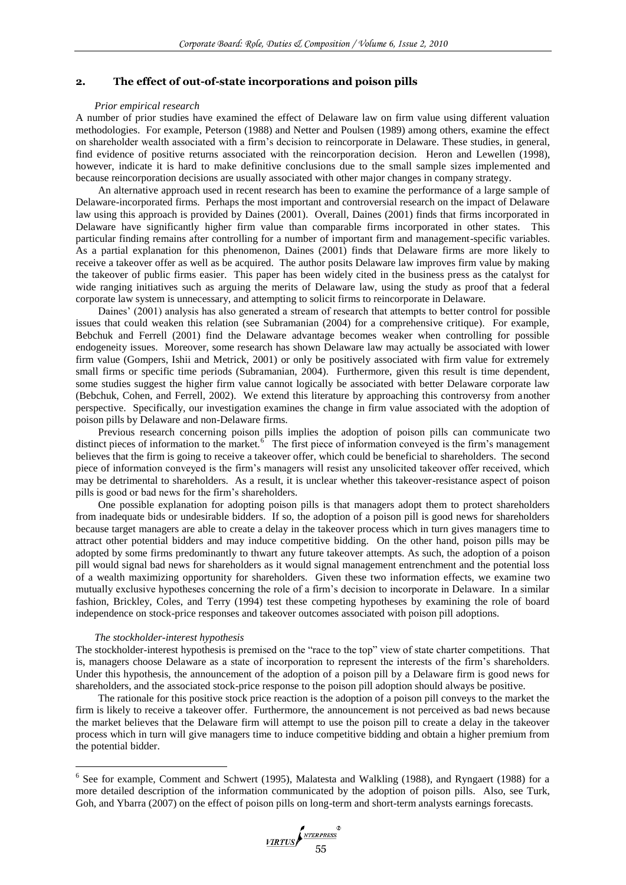## 2. The effect of out-of-state incorporations and poison pills

### *Prior empirical research*

A number of prior studies have examined the effect of Delaware law on firm value using different valuation methodologies. For example, Peterson (1988) and Netter and Poulsen (1989) among others, examine the effect on shareholder wealth associated with a firm's decision to reincorporate in Delaware. These studies, in general, find evidence of positive returns associated with the reincorporation decision. Heron and Lewellen (1998), however, indicate it is hard to make definitive conclusions due to the small sample sizes implemented and because reincorporation decisions are usually associated with other major changes in company strategy.

An alternative approach used in recent research has been to examine the performance of a large sample of Delaware-incorporated firms. Perhaps the most important and controversial research on the impact of Delaware law using this approach is provided by Daines (2001). Overall, Daines (2001) finds that firms incorporated in Delaware have significantly higher firm value than comparable firms incorporated in other states. This particular finding remains after controlling for a number of important firm and management-specific variables. As a partial explanation for this phenomenon, Daines (2001) finds that Delaware firms are more likely to receive a takeover offer as well as be acquired. The author posits Delaware law improves firm value by making the takeover of public firms easier. This paper has been widely cited in the business press as the catalyst for wide ranging initiatives such as arguing the merits of Delaware law, using the study as proof that a federal corporate law system is unnecessary, and attempting to solicit firms to reincorporate in Delaware.

Daines' (2001) analysis has also generated a stream of research that attempts to better control for possible issues that could weaken this relation (see Subramanian (2004) for a comprehensive critique). For example, Bebchuk and Ferrell (2001) find the Delaware advantage becomes weaker when controlling for possible endogeneity issues. Moreover, some research has shown Delaware law may actually be associated with lower firm value (Gompers, Ishii and Metrick, 2001) or only be positively associated with firm value for extremely small firms or specific time periods (Subramanian, 2004). Furthermore, given this result is time dependent, some studies suggest the higher firm value cannot logically be associated with better Delaware corporate law (Bebchuk, Cohen, and Ferrell, 2002). We extend this literature by approaching this controversy from another perspective. Specifically, our investigation examines the change in firm value associated with the adoption of poison pills by Delaware and non-Delaware firms.

Previous research concerning poison pills implies the adoption of poison pills can communicate two distinct pieces of information to the market.[6] The first piece of information conveyed is the firm's management believes that the firm is going to receive a takeover offer, which could be beneficial to shareholders. The second piece of information conveyed is the firm's managers will resist any unsolicited takeover offer received, which may be detrimental to shareholders. As a result, it is unclear whether this takeover-resistance aspect of poison pills is good or bad news for the firm's shareholders.

One possible explanation for adopting poison pills is that managers adopt them to protect shareholders from inadequate bids or undesirable bidders. If so, the adoption of a poison pill is good news for shareholders because target managers are able to create a delay in the takeover process which in turn gives managers time to attract other potential bidders and may induce competitive bidding. On the other hand, poison pills may be adopted by some firms predominantly to thwart any future takeover attempts. As such, the adoption of a poison pill would signal bad news for shareholders as it would signal management entrenchment and the potential loss of a wealth maximizing opportunity for shareholders. Given these two information effects, we examine two mutually exclusive hypotheses concerning the role of a firm's decision to incorporate in Delaware. In a similar fashion, Brickley, Coles, and Terry (1994) test these competing hypotheses by examining the role of board independence on stock-price responses and takeover outcomes associated with poison pill adoptions.

### *The stockholder-interest hypothesis*

The stockholder-interest hypothesis is premised on the "race to the top" view of state charter competitions. That is, managers choose Delaware as a state of incorporation to represent the interests of the firm's shareholders. Under this hypothesis, the announcement of the adoption of a poison pill by a Delaware firm is good news for shareholders, and the associated stock-price response to the poison pill adoption should always be positive.

The rationale for this positive stock price reaction is the adoption of a poison pill conveys to the market the firm is likely to receive a takeover offer. Furthermore, the announcement is not perceived as bad news because the market believes that the Delaware firm will attempt to use the poison pill to create a delay in the takeover process which in turn will give managers time to induce competitive bidding and obtain a higher premium from the potential bidder.

---

[6] See for example, Comment and Schwert (1995), Malatesta and Walkling (1988), and Ryngaert (1988) for a more detailed description of the information communicated by the adoption of poison pills. Also, see Turk, Goh, and Ybarra (2007) on the effect of poison pills on long-term and short-term analysts earnings forecasts.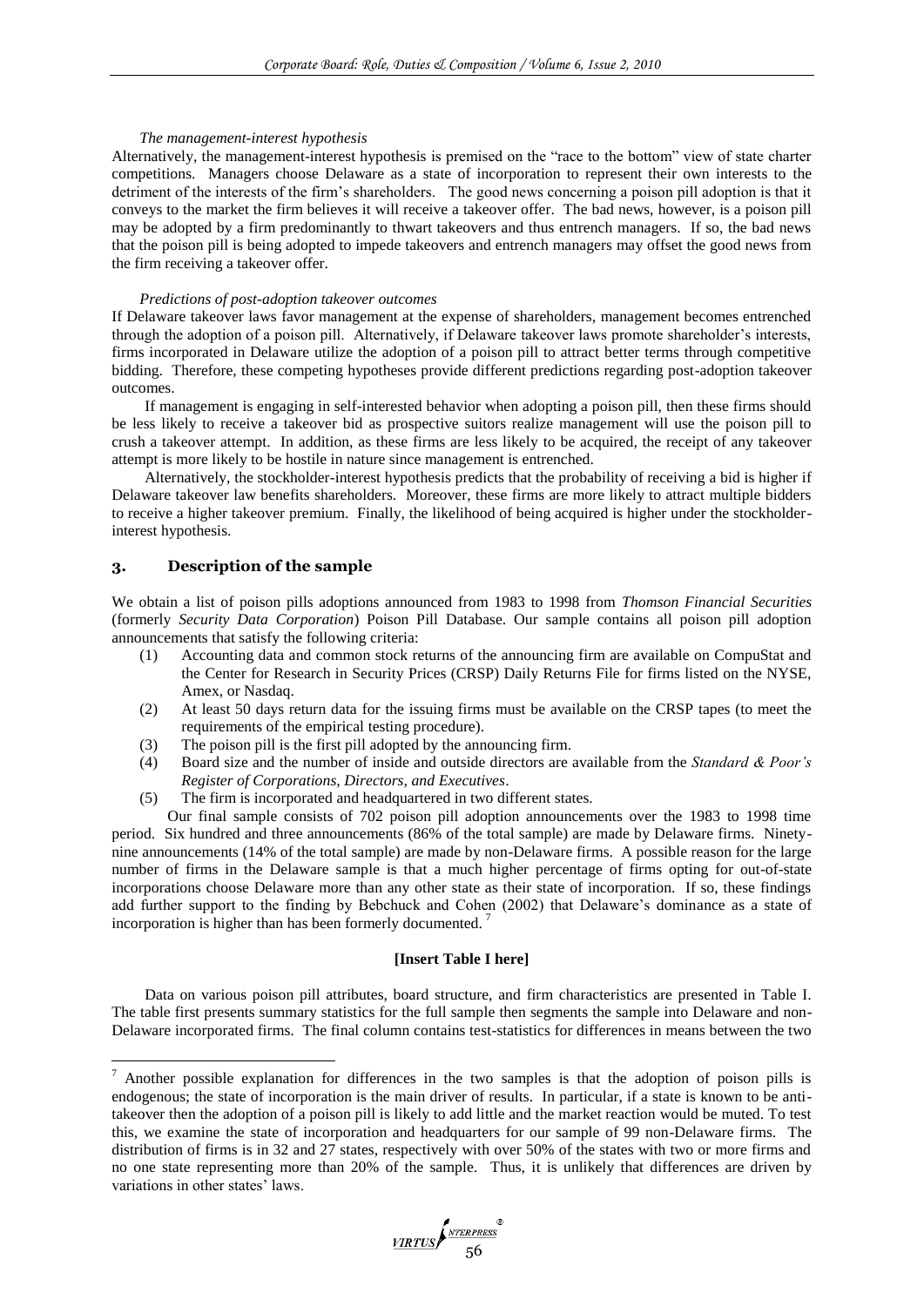*The management-interest hypothesis*

Alternatively, the management-interest hypothesis is premised on the "race to the bottom" view of state charter competitions. Managers choose Delaware as a state of incorporation to represent their own interests to the detriment of the interests of the firm's shareholders. The good news concerning a poison pill adoption is that it conveys to the market the firm believes it will receive a takeover offer. The bad news, however, is a poison pill may be adopted by a firm predominantly to thwart takeovers and thus entrench managers. If so, the bad news that the poison pill is being adopted to impede takeovers and entrench managers may offset the good news from the firm receiving a takeover offer.

*Predictions of post-adoption takeover outcomes*

If Delaware takeover laws favor management at the expense of shareholders, management becomes entrenched through the adoption of a poison pill. Alternatively, if Delaware takeover laws promote shareholder's interests, firms incorporated in Delaware utilize the adoption of a poison pill to attract better terms through competitive bidding. Therefore, these competing hypotheses provide different predictions regarding post-adoption takeover outcomes.

If management is engaging in self-interested behavior when adopting a poison pill, then these firms should be less likely to receive a takeover bid as prospective suitors realize management will use the poison pill to crush a takeover attempt. In addition, as these firms are less likely to be acquired, the receipt of any takeover attempt is more likely to be hostile in nature since management is entrenched.

Alternatively, the stockholder-interest hypothesis predicts that the probability of receiving a bid is higher if Delaware takeover law benefits shareholders. Moreover, these firms are more likely to attract multiple bidders to receive a higher takeover premium. Finally, the likelihood of being acquired is higher under the stockholder-interest hypothesis.

## 3. Description of the sample

We obtain a list of poison pills adoptions announced from 1983 to 1998 from *Thomson Financial Securities* (formerly *Security Data Corporation*) Poison Pill Database. Our sample contains all poison pill adoption announcements that satisfy the following criteria:

1. Accounting data and common stock returns of the announcing firm are available on CompuStat and the Center for Research in Security Prices (CRSP) Daily Returns File for firms listed on the NYSE, Amex, or Nasdaq.
2. At least 50 days return data for the issuing firms must be available on the CRSP tapes (to meet the requirements of the empirical testing procedure).
3. The poison pill is the first pill adopted by the announcing firm.
4. Board size and the number of inside and outside directors are available from the *Standard & Poor's Register of Corporations, Directors, and Executives*.
5. The firm is incorporated and headquartered in two different states.

Our final sample consists of 702 poison pill adoption announcements over the 1983 to 1998 time period. Six hundred and three announcements (86% of the total sample) are made by Delaware firms. Ninety-nine announcements (14% of the total sample) are made by non-Delaware firms. A possible reason for the large number of firms in the Delaware sample is that a much higher percentage of firms opting for out-of-state incorporations choose Delaware more than any other state as their state of incorporation. If so, these findings add further support to the finding by Bebchuck and Cohen (2002) that Delaware's dominance as a state of incorporation is higher than has been formerly documented. [7]

**[Insert Table I here]**

Data on various poison pill attributes, board structure, and firm characteristics are presented in Table I. The table first presents summary statistics for the full sample then segments the sample into Delaware and non-Delaware incorporated firms. The final column contains test-statistics for differences in means between the two

---

[7] Another possible explanation for differences in the two samples is that the adoption of poison pills is endogenous; the state of incorporation is the main driver of results. In particular, if a state is known to be anti-takeover then the adoption of a poison pill is likely to add little and the market reaction would be muted. To test this, we examine the state of incorporation and headquarters for our sample of 99 non-Delaware firms. The distribution of firms is in 32 and 27 states, respectively with over 50% of the states with two or more firms and no one state representing more than 20% of the sample. Thus, it is unlikely that differences are driven by variations in other states' laws.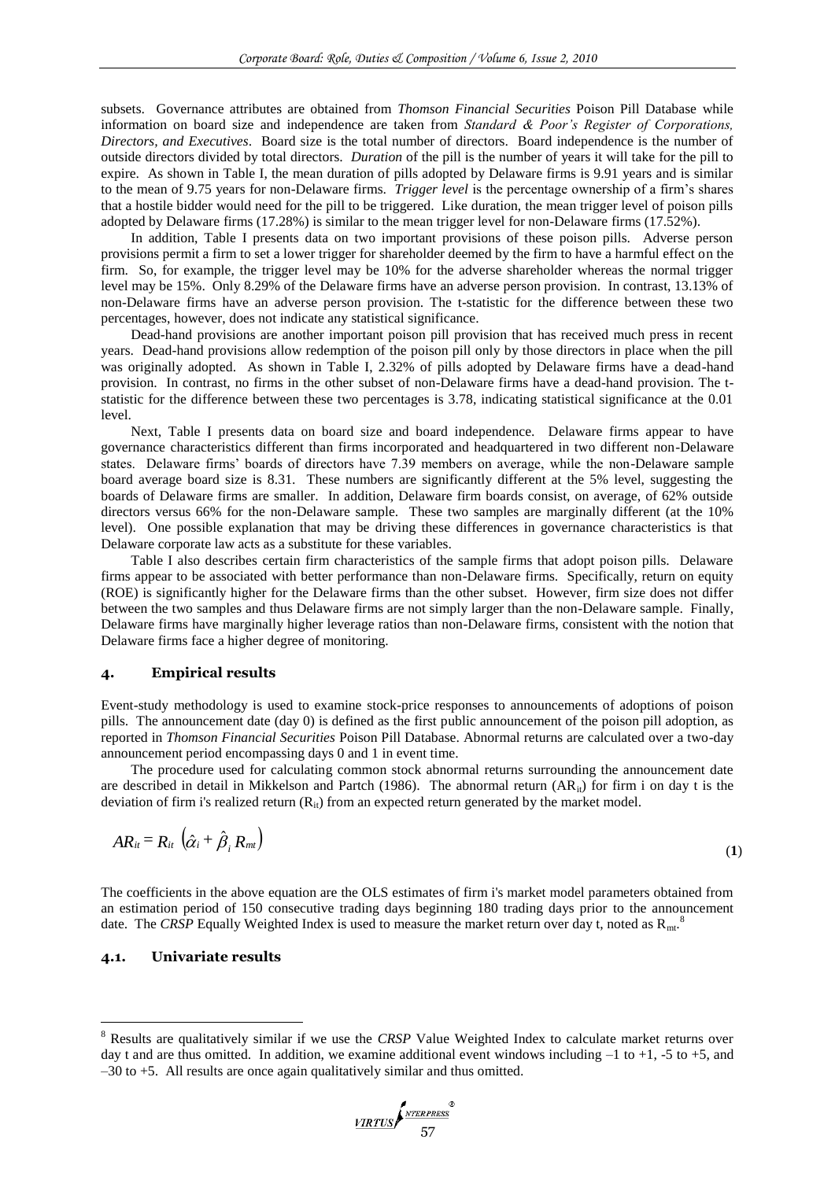subsets. Governance attributes are obtained from *Thomson Financial Securities* Poison Pill Database while information on board size and independence are taken from *Standard & Poor's Register of Corporations, Directors, and Executives*. Board size is the total number of directors. Board independence is the number of outside directors divided by total directors. *Duration* of the pill is the number of years it will take for the pill to expire. As shown in Table I, the mean duration of pills adopted by Delaware firms is 9.91 years and is similar to the mean of 9.75 years for non-Delaware firms. *Trigger level* is the percentage ownership of a firm's shares that a hostile bidder would need for the pill to be triggered. Like duration, the mean trigger level of poison pills adopted by Delaware firms (17.28%) is similar to the mean trigger level for non-Delaware firms (17.52%).

In addition, Table I presents data on two important provisions of these poison pills. Adverse person provisions permit a firm to set a lower trigger for shareholder deemed by the firm to have a harmful effect on the firm. So, for example, the trigger level may be 10% for the adverse shareholder whereas the normal trigger level may be 15%. Only 8.29% of the Delaware firms have an adverse person provision. In contrast, 13.13% of non-Delaware firms have an adverse person provision. The t-statistic for the difference between these two percentages, however, does not indicate any statistical significance.

Dead-hand provisions are another important poison pill provision that has received much press in recent years. Dead-hand provisions allow redemption of the poison pill only by those directors in place when the pill was originally adopted. As shown in Table I, 2.32% of pills adopted by Delaware firms have a dead-hand provision. In contrast, no firms in the other subset of non-Delaware firms have a dead-hand provision. The t-statistic for the difference between these two percentages is 3.78, indicating statistical significance at the 0.01 level.

Next, Table I presents data on board size and board independence. Delaware firms appear to have governance characteristics different than firms incorporated and headquartered in two different non-Delaware states. Delaware firms' boards of directors have 7.39 members on average, while the non-Delaware sample board average board size is 8.31. These numbers are significantly different at the 5% level, suggesting the boards of Delaware firms are smaller. In addition, Delaware firm boards consist, on average, of 62% outside directors versus 66% for the non-Delaware sample. These two samples are marginally different (at the 10% level). One possible explanation that may be driving these differences in governance characteristics is that Delaware corporate law acts as a substitute for these variables.

Table I also describes certain firm characteristics of the sample firms that adopt poison pills. Delaware firms appear to be associated with better performance than non-Delaware firms. Specifically, return on equity (ROE) is significantly higher for the Delaware firms than the other subset. However, firm size does not differ between the two samples and thus Delaware firms are not simply larger than the non-Delaware sample. Finally, Delaware firms have marginally higher leverage ratios than non-Delaware firms, consistent with the notion that Delaware firms face a higher degree of monitoring.

## 4. Empirical results

Event-study methodology is used to examine stock-price responses to announcements of adoptions of poison pills. The announcement date (day 0) is defined as the first public announcement of the poison pill adoption, as reported in *Thomson Financial Securities* Poison Pill Database. Abnormal returns are calculated over a two-day announcement period encompassing days 0 and 1 in event time.

The procedure used for calculating common stock abnormal returns surrounding the announcement date are described in detail in Mikkelson and Partch (1986). The abnormal return ($AR_{it}$) for firm i on day t is the deviation of firm i's realized return ($R_{it}$) from an expected return generated by the market model.

$$AR_{it} = R_{it} \left(\hat{\alpha}_i + \hat{\beta}_i R_{mt}\right) \tag{1}$$

The coefficients in the above equation are the OLS estimates of firm i's market model parameters obtained from an estimation period of 150 consecutive trading days beginning 180 trading days prior to the announcement date. The *CRSP* Equally Weighted Index is used to measure the market return over day t, noted as $R_{mt}$.[8]

### 4.1. Univariate results

[8] Results are qualitatively similar if we use the *CRSP* Value Weighted Index to calculate market returns over day t and are thus omitted. In addition, we examine additional event windows including –1 to +1, -5 to +5, and –30 to +5. All results are once again qualitatively similar and thus omitted.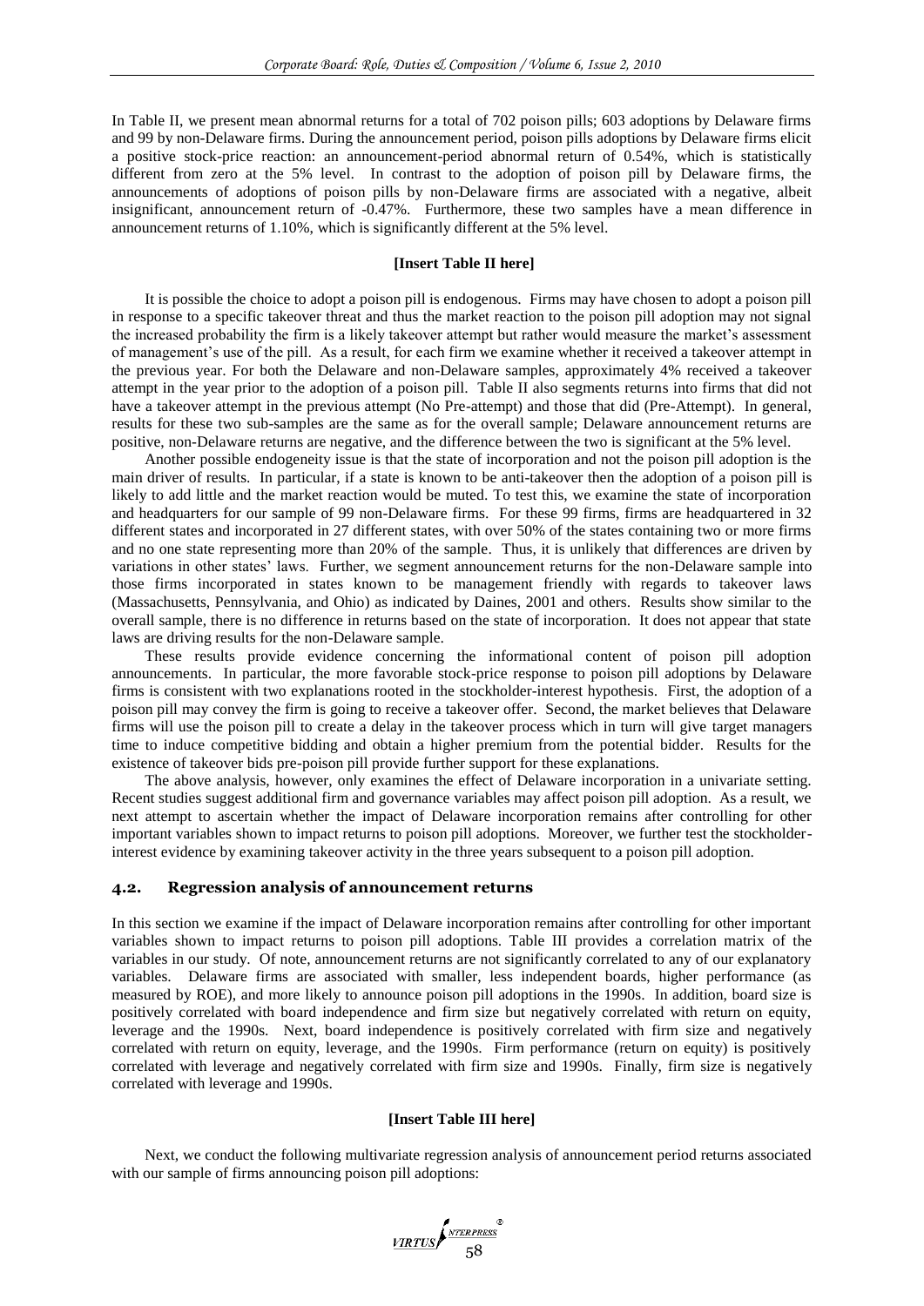In Table II, we present mean abnormal returns for a total of 702 poison pills; 603 adoptions by Delaware firms and 99 by non-Delaware firms. During the announcement period, poison pills adoptions by Delaware firms elicit a positive stock-price reaction: an announcement-period abnormal return of 0.54%, which is statistically different from zero at the 5% level. In contrast to the adoption of poison pill by Delaware firms, the announcements of adoptions of poison pills by non-Delaware firms are associated with a negative, albeit insignificant, announcement return of -0.47%. Furthermore, these two samples have a mean difference in announcement returns of 1.10%, which is significantly different at the 5% level.

**[Insert Table II here]**

It is possible the choice to adopt a poison pill is endogenous. Firms may have chosen to adopt a poison pill in response to a specific takeover threat and thus the market reaction to the poison pill adoption may not signal the increased probability the firm is a likely takeover attempt but rather would measure the market's assessment of management's use of the pill. As a result, for each firm we examine whether it received a takeover attempt in the previous year. For both the Delaware and non-Delaware samples, approximately 4% received a takeover attempt in the year prior to the adoption of a poison pill. Table II also segments returns into firms that did not have a takeover attempt in the previous attempt (No Pre-attempt) and those that did (Pre-Attempt). In general, results for these two sub-samples are the same as for the overall sample; Delaware announcement returns are positive, non-Delaware returns are negative, and the difference between the two is significant at the 5% level.

Another possible endogeneity issue is that the state of incorporation and not the poison pill adoption is the main driver of results. In particular, if a state is known to be anti-takeover then the adoption of a poison pill is likely to add little and the market reaction would be muted. To test this, we examine the state of incorporation and headquarters for our sample of 99 non-Delaware firms. For these 99 firms, firms are headquartered in 32 different states and incorporated in 27 different states, with over 50% of the states containing two or more firms and no one state representing more than 20% of the sample. Thus, it is unlikely that differences are driven by variations in other states' laws. Further, we segment announcement returns for the non-Delaware sample into those firms incorporated in states known to be management friendly with regards to takeover laws (Massachusetts, Pennsylvania, and Ohio) as indicated by Daines, 2001 and others. Results show similar to the overall sample, there is no difference in returns based on the state of incorporation. It does not appear that state laws are driving results for the non-Delaware sample.

These results provide evidence concerning the informational content of poison pill adoption announcements. In particular, the more favorable stock-price response to poison pill adoptions by Delaware firms is consistent with two explanations rooted in the stockholder-interest hypothesis. First, the adoption of a poison pill may convey the firm is going to receive a takeover offer. Second, the market believes that Delaware firms will use the poison pill to create a delay in the takeover process which in turn will give target managers time to induce competitive bidding and obtain a higher premium from the potential bidder. Results for the existence of takeover bids pre-poison pill provide further support for these explanations.

The above analysis, however, only examines the effect of Delaware incorporation in a univariate setting. Recent studies suggest additional firm and governance variables may affect poison pill adoption. As a result, we next attempt to ascertain whether the impact of Delaware incorporation remains after controlling for other important variables shown to impact returns to poison pill adoptions. Moreover, we further test the stockholder-interest evidence by examining takeover activity in the three years subsequent to a poison pill adoption.

## 4.2. Regression analysis of announcement returns

In this section we examine if the impact of Delaware incorporation remains after controlling for other important variables shown to impact returns to poison pill adoptions. Table III provides a correlation matrix of the variables in our study. Of note, announcement returns are not significantly correlated to any of our explanatory variables. Delaware firms are associated with smaller, less independent boards, higher performance (as measured by ROE), and more likely to announce poison pill adoptions in the 1990s. In addition, board size is positively correlated with board independence and firm size but negatively correlated with return on equity, leverage and the 1990s. Next, board independence is positively correlated with firm size and negatively correlated with return on equity, leverage, and the 1990s. Firm performance (return on equity) is positively correlated with leverage and negatively correlated with firm size and 1990s. Finally, firm size is negatively correlated with leverage and 1990s.

**[Insert Table III here]**

Next, we conduct the following multivariate regression analysis of announcement period returns associated with our sample of firms announcing poison pill adoptions: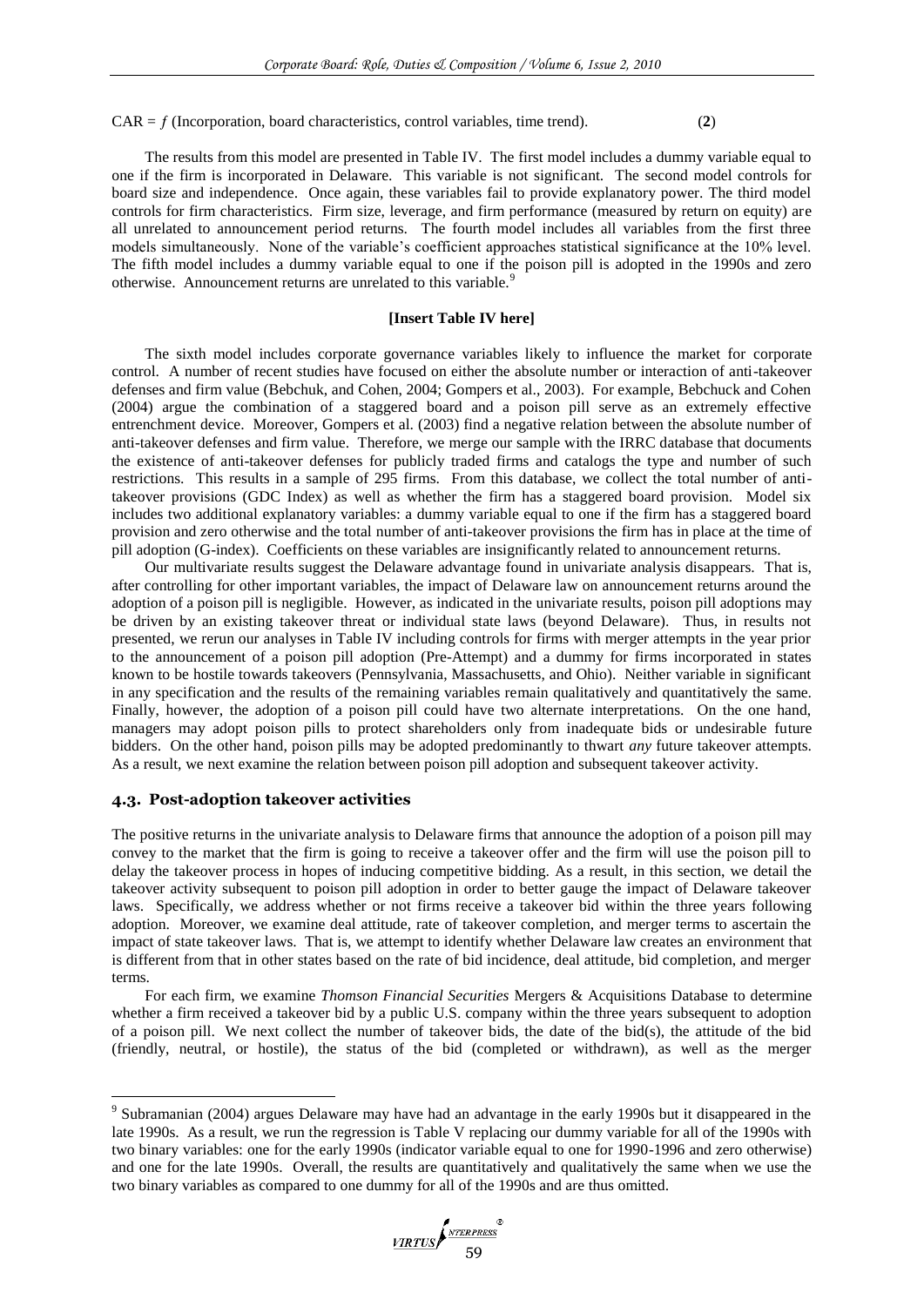CAR = $f$ (Incorporation, board characteristics, control variables, time trend). (**2**)

The results from this model are presented in Table IV. The first model includes a dummy variable equal to one if the firm is incorporated in Delaware. This variable is not significant. The second model controls for board size and independence. Once again, these variables fail to provide explanatory power. The third model controls for firm characteristics. Firm size, leverage, and firm performance (measured by return on equity) are all unrelated to announcement period returns. The fourth model includes all variables from the first three models simultaneously. None of the variable's coefficient approaches statistical significance at the 10% level. The fifth model includes a dummy variable equal to one if the poison pill is adopted in the 1990s and zero otherwise. Announcement returns are unrelated to this variable.[9]

**[Insert Table IV here]**

The sixth model includes corporate governance variables likely to influence the market for corporate control. A number of recent studies have focused on either the absolute number or interaction of anti-takeover defenses and firm value (Bebchuk, and Cohen, 2004; Gompers et al., 2003). For example, Bebchuck and Cohen (2004) argue the combination of a staggered board and a poison pill serve as an extremely effective entrenchment device. Moreover, Gompers et al. (2003) find a negative relation between the absolute number of anti-takeover defenses and firm value. Therefore, we merge our sample with the IRRC database that documents the existence of anti-takeover defenses for publicly traded firms and catalogs the type and number of such restrictions. This results in a sample of 295 firms. From this database, we collect the total number of anti-takeover provisions (GDC Index) as well as whether the firm has a staggered board provision. Model six includes two additional explanatory variables: a dummy variable equal to one if the firm has a staggered board provision and zero otherwise and the total number of anti-takeover provisions the firm has in place at the time of pill adoption (G-index). Coefficients on these variables are insignificantly related to announcement returns.

Our multivariate results suggest the Delaware advantage found in univariate analysis disappears. That is, after controlling for other important variables, the impact of Delaware law on announcement returns around the adoption of a poison pill is negligible. However, as indicated in the univariate results, poison pill adoptions may be driven by an existing takeover threat or individual state laws (beyond Delaware). Thus, in results not presented, we rerun our analyses in Table IV including controls for firms with merger attempts in the year prior to the announcement of a poison pill adoption (Pre-Attempt) and a dummy for firms incorporated in states known to be hostile towards takeovers (Pennsylvania, Massachusetts, and Ohio). Neither variable in significant in any specification and the results of the remaining variables remain qualitatively and quantitatively the same. Finally, however, the adoption of a poison pill could have two alternate interpretations. On the one hand, managers may adopt poison pills to protect shareholders only from inadequate bids or undesirable future bidders. On the other hand, poison pills may be adopted predominantly to thwart *any* future takeover attempts. As a result, we next examine the relation between poison pill adoption and subsequent takeover activity.

### 4.3. Post-adoption takeover activities

The positive returns in the univariate analysis to Delaware firms that announce the adoption of a poison pill may convey to the market that the firm is going to receive a takeover offer and the firm will use the poison pill to delay the takeover process in hopes of inducing competitive bidding. As a result, in this section, we detail the takeover activity subsequent to poison pill adoption in order to better gauge the impact of Delaware takeover laws. Specifically, we address whether or not firms receive a takeover bid within the three years following adoption. Moreover, we examine deal attitude, rate of takeover completion, and merger terms to ascertain the impact of state takeover laws. That is, we attempt to identify whether Delaware law creates an environment that is different from that in other states based on the rate of bid incidence, deal attitude, bid completion, and merger terms.

For each firm, we examine *Thomson Financial Securities* Mergers & Acquisitions Database to determine whether a firm received a takeover bid by a public U.S. company within the three years subsequent to adoption of a poison pill. We next collect the number of takeover bids, the date of the bid(s), the attitude of the bid (friendly, neutral, or hostile), the status of the bid (completed or withdrawn), as well as the merger

[9] Subramanian (2004) argues Delaware may have had an advantage in the early 1990s but it disappeared in the late 1990s. As a result, we run the regression is Table V replacing our dummy variable for all of the 1990s with two binary variables: one for the early 1990s (indicator variable equal to one for 1990-1996 and zero otherwise) and one for the late 1990s. Overall, the results are quantitatively and qualitatively the same when we use the two binary variables as compared to one dummy for all of the 1990s and are thus omitted.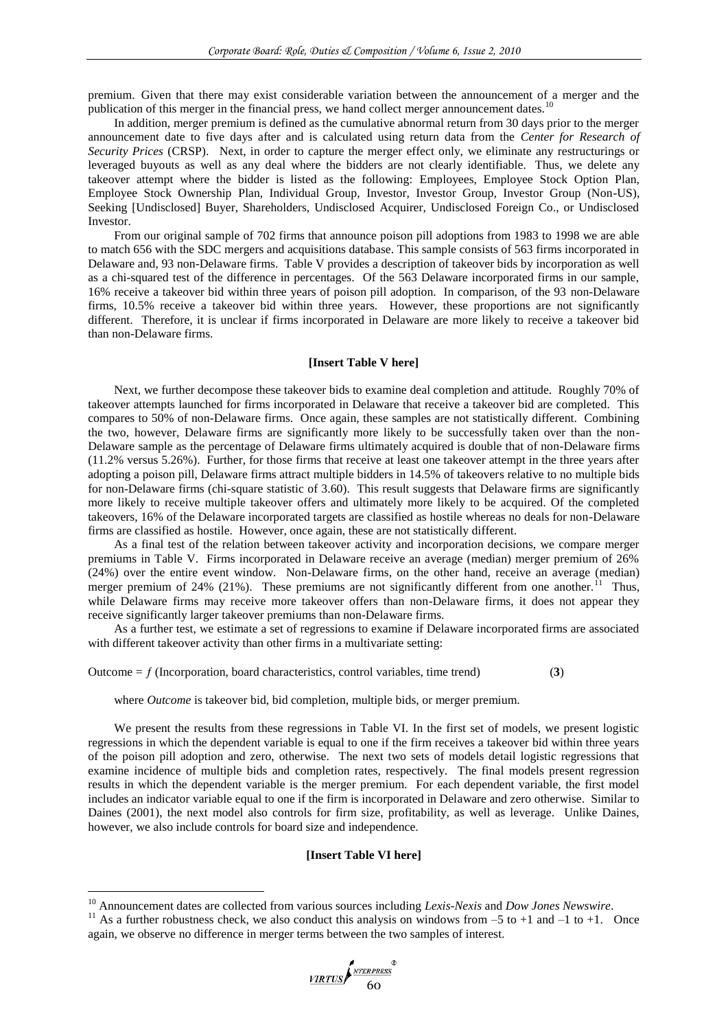premium. Given that there may exist considerable variation between the announcement of a merger and the publication of this merger in the financial press, we hand collect merger announcement dates.[10]

In addition, merger premium is defined as the cumulative abnormal return from 30 days prior to the merger announcement date to five days after and is calculated using return data from the *Center for Research of Security Prices* (CRSP). Next, in order to capture the merger effect only, we eliminate any restructurings or leveraged buyouts as well as any deal where the bidders are not clearly identifiable. Thus, we delete any takeover attempt where the bidder is listed as the following: Employees, Employee Stock Option Plan, Employee Stock Ownership Plan, Individual Group, Investor, Investor Group, Investor Group (Non-US), Seeking [Undisclosed] Buyer, Shareholders, Undisclosed Acquirer, Undisclosed Foreign Co., or Undisclosed Investor.

From our original sample of 702 firms that announce poison pill adoptions from 1983 to 1998 we are able to match 656 with the SDC mergers and acquisitions database. This sample consists of 563 firms incorporated in Delaware and, 93 non-Delaware firms. Table V provides a description of takeover bids by incorporation as well as a chi-squared test of the difference in percentages. Of the 563 Delaware incorporated firms in our sample, 16% receive a takeover bid within three years of poison pill adoption. In comparison, of the 93 non-Delaware firms, 10.5% receive a takeover bid within three years. However, these proportions are not significantly different. Therefore, it is unclear if firms incorporated in Delaware are more likely to receive a takeover bid than non-Delaware firms.

**[Insert Table V here]**

Next, we further decompose these takeover bids to examine deal completion and attitude. Roughly 70% of takeover attempts launched for firms incorporated in Delaware that receive a takeover bid are completed. This compares to 50% of non-Delaware firms. Once again, these samples are not statistically different. Combining the two, however, Delaware firms are significantly more likely to be successfully taken over than the non-Delaware sample as the percentage of Delaware firms ultimately acquired is double that of non-Delaware firms (11.2% versus 5.26%). Further, for those firms that receive at least one takeover attempt in the three years after adopting a poison pill, Delaware firms attract multiple bidders in 14.5% of takeovers relative to no multiple bids for non-Delaware firms (chi-square statistic of 3.60). This result suggests that Delaware firms are significantly more likely to receive multiple takeover offers and ultimately more likely to be acquired. Of the completed takeovers, 16% of the Delaware incorporated targets are classified as hostile whereas no deals for non-Delaware firms are classified as hostile. However, once again, these are not statistically different.

As a final test of the relation between takeover activity and incorporation decisions, we compare merger premiums in Table V. Firms incorporated in Delaware receive an average (median) merger premium of 26% (24%) over the entire event window. Non-Delaware firms, on the other hand, receive an average (median) merger premium of 24% (21%). These premiums are not significantly different from one another.[11] Thus, while Delaware firms may receive more takeover offers than non-Delaware firms, it does not appear they receive significantly larger takeover premiums than non-Delaware firms.

As a further test, we estimate a set of regressions to examine if Delaware incorporated firms are associated with different takeover activity than other firms in a multivariate setting:

$$\text{Outcome} = f\,(\text{Incorporation, board characteristics, control variables, time trend}) \qquad (\mathbf{3})$$

where *Outcome* is takeover bid, bid completion, multiple bids, or merger premium.

We present the results from these regressions in Table VI. In the first set of models, we present logistic regressions in which the dependent variable is equal to one if the firm receives a takeover bid within three years of the poison pill adoption and zero, otherwise. The next two sets of models detail logistic regressions that examine incidence of multiple bids and completion rates, respectively. The final models present regression results in which the dependent variable is the merger premium. For each dependent variable, the first model includes an indicator variable equal to one if the firm is incorporated in Delaware and zero otherwise. Similar to Daines (2001), the next model also controls for firm size, profitability, as well as leverage. Unlike Daines, however, we also include controls for board size and independence.

**[Insert Table VI here]**

---

[10] Announcement dates are collected from various sources including *Lexis-Nexis* and *Dow Jones Newswire*.

[11] As a further robustness check, we also conduct this analysis on windows from –5 to +1 and –1 to +1. Once again, we observe no difference in merger terms between the two samples of interest.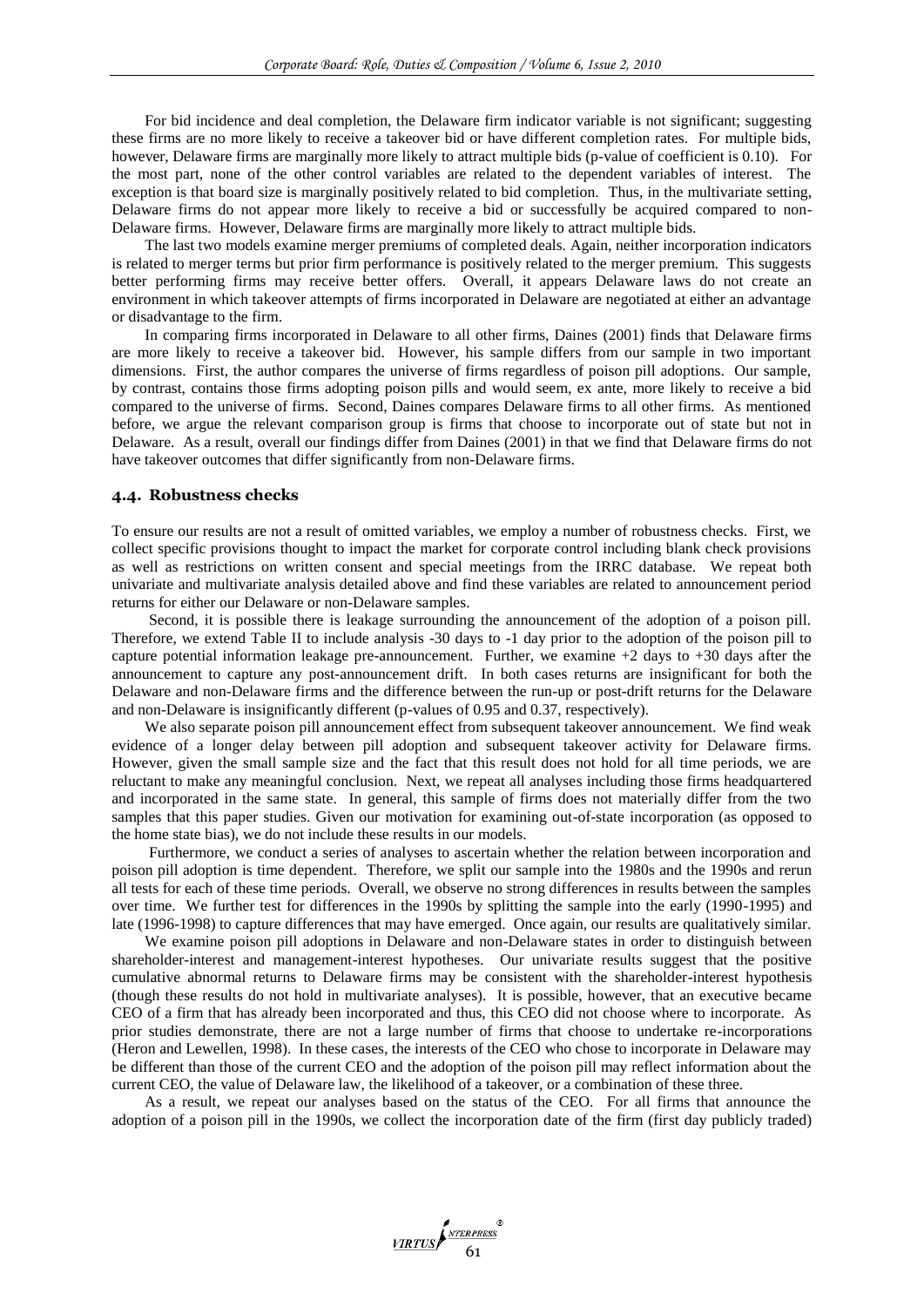For bid incidence and deal completion, the Delaware firm indicator variable is not significant; suggesting these firms are no more likely to receive a takeover bid or have different completion rates. For multiple bids, however, Delaware firms are marginally more likely to attract multiple bids (p-value of coefficient is 0.10). For the most part, none of the other control variables are related to the dependent variables of interest. The exception is that board size is marginally positively related to bid completion. Thus, in the multivariate setting, Delaware firms do not appear more likely to receive a bid or successfully be acquired compared to non-Delaware firms. However, Delaware firms are marginally more likely to attract multiple bids.

The last two models examine merger premiums of completed deals. Again, neither incorporation indicators is related to merger terms but prior firm performance is positively related to the merger premium. This suggests better performing firms may receive better offers. Overall, it appears Delaware laws do not create an environment in which takeover attempts of firms incorporated in Delaware are negotiated at either an advantage or disadvantage to the firm.

In comparing firms incorporated in Delaware to all other firms, Daines (2001) finds that Delaware firms are more likely to receive a takeover bid. However, his sample differs from our sample in two important dimensions. First, the author compares the universe of firms regardless of poison pill adoptions. Our sample, by contrast, contains those firms adopting poison pills and would seem, ex ante, more likely to receive a bid compared to the universe of firms. Second, Daines compares Delaware firms to all other firms. As mentioned before, we argue the relevant comparison group is firms that choose to incorporate out of state but not in Delaware. As a result, overall our findings differ from Daines (2001) in that we find that Delaware firms do not have takeover outcomes that differ significantly from non-Delaware firms.

### 4.4. Robustness checks

To ensure our results are not a result of omitted variables, we employ a number of robustness checks. First, we collect specific provisions thought to impact the market for corporate control including blank check provisions as well as restrictions on written consent and special meetings from the IRRC database. We repeat both univariate and multivariate analysis detailed above and find these variables are related to announcement period returns for either our Delaware or non-Delaware samples.

Second, it is possible there is leakage surrounding the announcement of the adoption of a poison pill. Therefore, we extend Table II to include analysis -30 days to -1 day prior to the adoption of the poison pill to capture potential information leakage pre-announcement. Further, we examine +2 days to +30 days after the announcement to capture any post-announcement drift. In both cases returns are insignificant for both the Delaware and non-Delaware firms and the difference between the run-up or post-drift returns for the Delaware and non-Delaware is insignificantly different (p-values of 0.95 and 0.37, respectively).

We also separate poison pill announcement effect from subsequent takeover announcement. We find weak evidence of a longer delay between pill adoption and subsequent takeover activity for Delaware firms. However, given the small sample size and the fact that this result does not hold for all time periods, we are reluctant to make any meaningful conclusion. Next, we repeat all analyses including those firms headquartered and incorporated in the same state. In general, this sample of firms does not materially differ from the two samples that this paper studies. Given our motivation for examining out-of-state incorporation (as opposed to the home state bias), we do not include these results in our models.

Furthermore, we conduct a series of analyses to ascertain whether the relation between incorporation and poison pill adoption is time dependent. Therefore, we split our sample into the 1980s and the 1990s and rerun all tests for each of these time periods. Overall, we observe no strong differences in results between the samples over time. We further test for differences in the 1990s by splitting the sample into the early (1990-1995) and late (1996-1998) to capture differences that may have emerged. Once again, our results are qualitatively similar.

We examine poison pill adoptions in Delaware and non-Delaware states in order to distinguish between shareholder-interest and management-interest hypotheses. Our univariate results suggest that the positive cumulative abnormal returns to Delaware firms may be consistent with the shareholder-interest hypothesis (though these results do not hold in multivariate analyses). It is possible, however, that an executive became CEO of a firm that has already been incorporated and thus, this CEO did not choose where to incorporate. As prior studies demonstrate, there are not a large number of firms that choose to undertake re-incorporations (Heron and Lewellen, 1998). In these cases, the interests of the CEO who chose to incorporate in Delaware may be different than those of the current CEO and the adoption of the poison pill may reflect information about the current CEO, the value of Delaware law, the likelihood of a takeover, or a combination of these three.

As a result, we repeat our analyses based on the status of the CEO. For all firms that announce the adoption of a poison pill in the 1990s, we collect the incorporation date of the firm (first day publicly traded)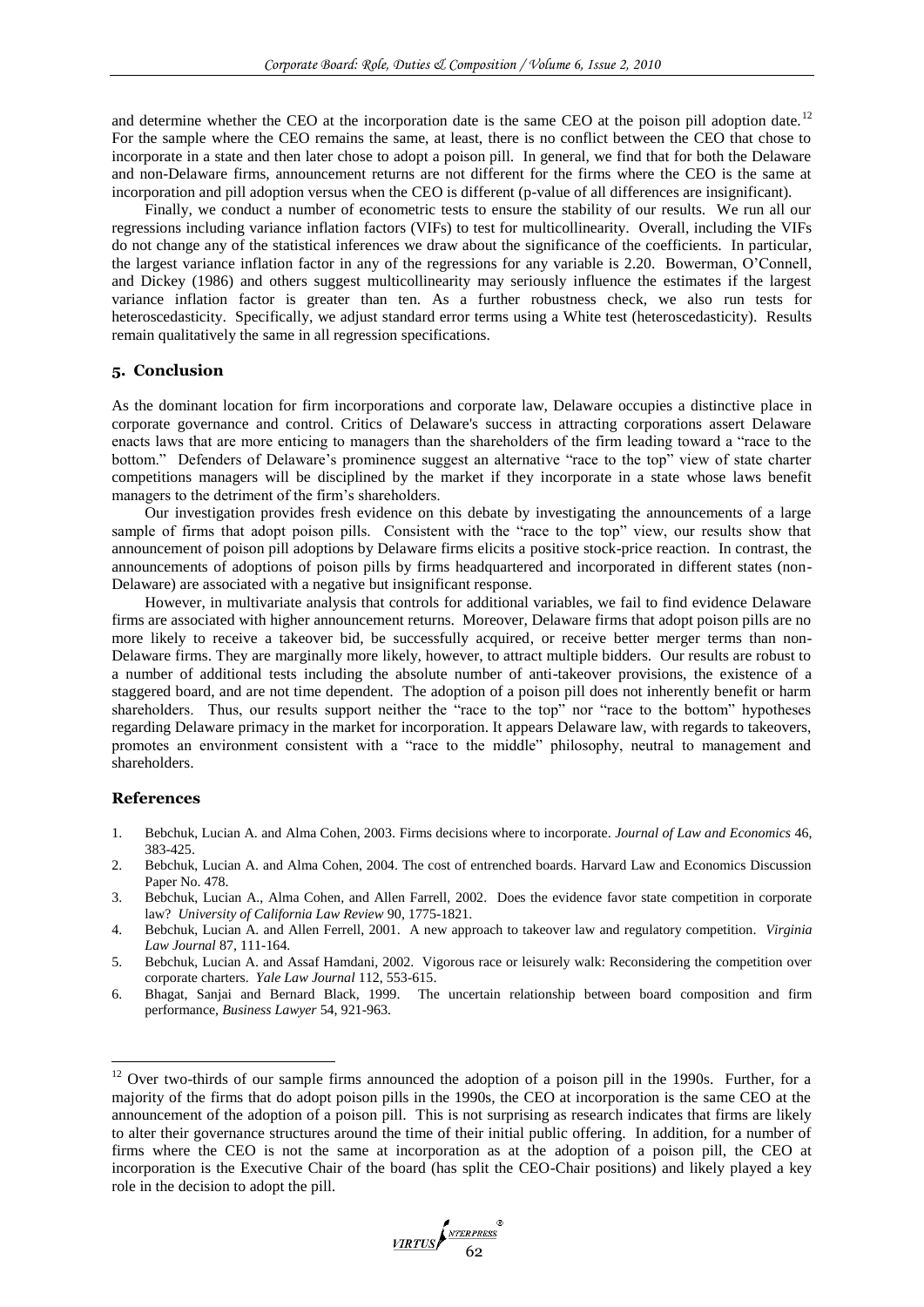and determine whether the CEO at the incorporation date is the same CEO at the poison pill adoption date.[12] For the sample where the CEO remains the same, at least, there is no conflict between the CEO that chose to incorporate in a state and then later chose to adopt a poison pill. In general, we find that for both the Delaware and non-Delaware firms, announcement returns are not different for the firms where the CEO is the same at incorporation and pill adoption versus when the CEO is different (p-value of all differences are insignificant).

Finally, we conduct a number of econometric tests to ensure the stability of our results. We run all our regressions including variance inflation factors (VIFs) to test for multicollinearity. Overall, including the VIFs do not change any of the statistical inferences we draw about the significance of the coefficients. In particular, the largest variance inflation factor in any of the regressions for any variable is 2.20. Bowerman, O'Connell, and Dickey (1986) and others suggest multicollinearity may seriously influence the estimates if the largest variance inflation factor is greater than ten. As a further robustness check, we also run tests for heteroscedasticity. Specifically, we adjust standard error terms using a White test (heteroscedasticity). Results remain qualitatively the same in all regression specifications.

## 5. Conclusion

As the dominant location for firm incorporations and corporate law, Delaware occupies a distinctive place in corporate governance and control. Critics of Delaware's success in attracting corporations assert Delaware enacts laws that are more enticing to managers than the shareholders of the firm leading toward a "race to the bottom." Defenders of Delaware's prominence suggest an alternative "race to the top" view of state charter competitions managers will be disciplined by the market if they incorporate in a state whose laws benefit managers to the detriment of the firm's shareholders.

Our investigation provides fresh evidence on this debate by investigating the announcements of a large sample of firms that adopt poison pills. Consistent with the "race to the top" view, our results show that announcement of poison pill adoptions by Delaware firms elicits a positive stock-price reaction. In contrast, the announcements of adoptions of poison pills by firms headquartered and incorporated in different states (non-Delaware) are associated with a negative but insignificant response.

However, in multivariate analysis that controls for additional variables, we fail to find evidence Delaware firms are associated with higher announcement returns. Moreover, Delaware firms that adopt poison pills are no more likely to receive a takeover bid, be successfully acquired, or receive better merger terms than non-Delaware firms. They are marginally more likely, however, to attract multiple bidders. Our results are robust to a number of additional tests including the absolute number of anti-takeover provisions, the existence of a staggered board, and are not time dependent. The adoption of a poison pill does not inherently benefit or harm shareholders. Thus, our results support neither the "race to the top" nor "race to the bottom" hypotheses regarding Delaware primacy in the market for incorporation. It appears Delaware law, with regards to takeovers, promotes an environment consistent with a "race to the middle" philosophy, neutral to management and shareholders.

## References

1. Bebchuk, Lucian A. and Alma Cohen, 2003. Firms decisions where to incorporate. *Journal of Law and Economics* 46, 383-425.
2. Bebchuk, Lucian A. and Alma Cohen, 2004. The cost of entrenched boards. Harvard Law and Economics Discussion Paper No. 478.
3. Bebchuk, Lucian A., Alma Cohen, and Allen Farrell, 2002. Does the evidence favor state competition in corporate law? *University of California Law Review* 90, 1775-1821.
4. Bebchuk, Lucian A. and Allen Ferrell, 2001. A new approach to takeover law and regulatory competition. *Virginia Law Journal* 87, 111-164.
5. Bebchuk, Lucian A. and Assaf Hamdani, 2002. Vigorous race or leisurely walk: Reconsidering the competition over corporate charters. *Yale Law Journal* 112, 553-615.
6. Bhagat, Sanjai and Bernard Black, 1999. The uncertain relationship between board composition and firm performance, *Business Lawyer* 54, 921-963.

[12] Over two-thirds of our sample firms announced the adoption of a poison pill in the 1990s. Further, for a majority of the firms that do adopt poison pills in the 1990s, the CEO at incorporation is the same CEO at the announcement of the adoption of a poison pill. This is not surprising as research indicates that firms are likely to alter their governance structures around the time of their initial public offering. In addition, for a number of firms where the CEO is not the same at incorporation as at the adoption of a poison pill, the CEO at incorporation is the Executive Chair of the board (has split the CEO-Chair positions) and likely played a key role in the decision to adopt the pill.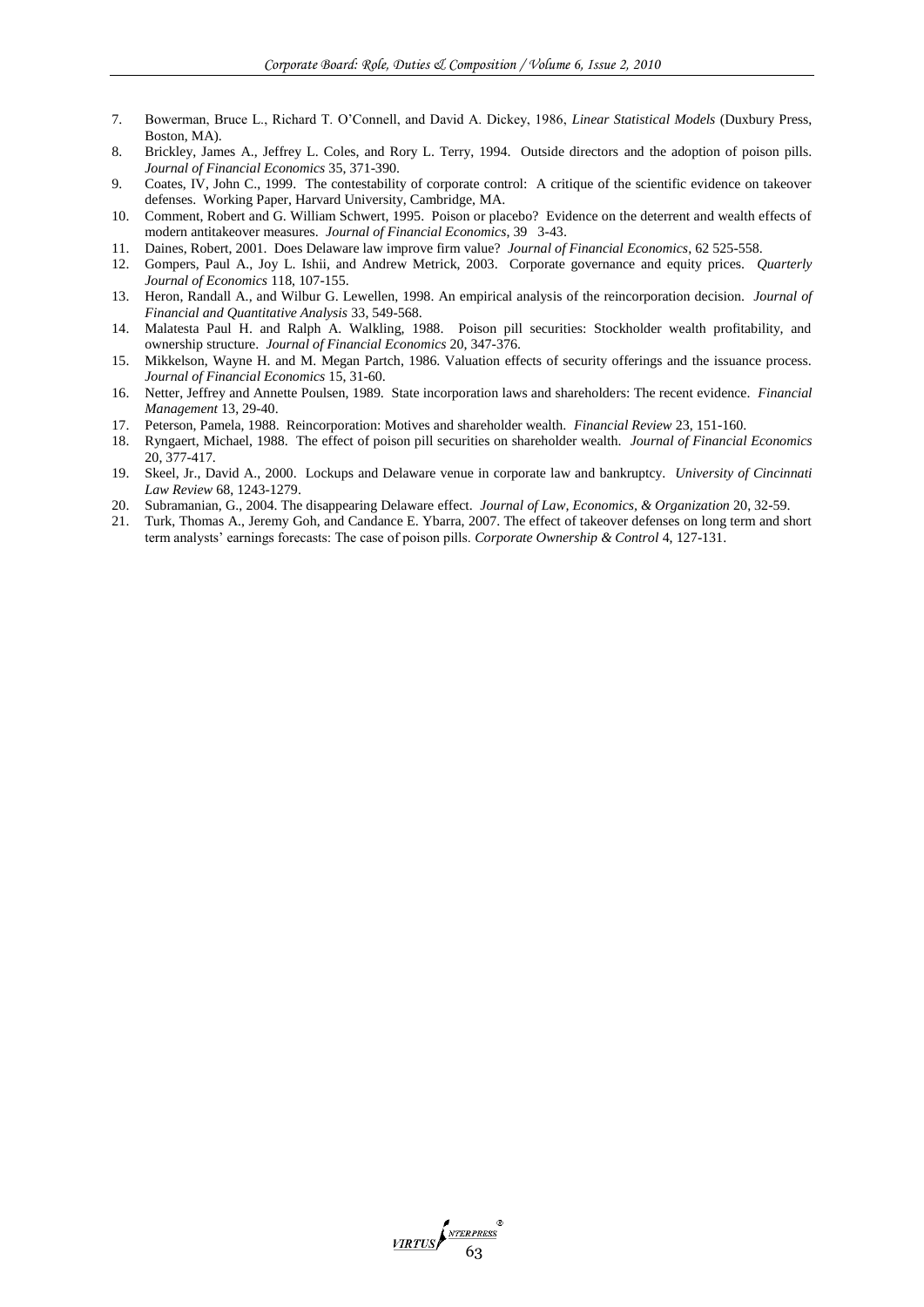7. Bowerman, Bruce L., Richard T. O'Connell, and David A. Dickey, 1986, *Linear Statistical Models* (Duxbury Press, Boston, MA).
8. Brickley, James A., Jeffrey L. Coles, and Rory L. Terry, 1994. Outside directors and the adoption of poison pills. *Journal of Financial Economics* 35, 371-390.
9. Coates, IV, John C., 1999. The contestability of corporate control: A critique of the scientific evidence on takeover defenses. Working Paper, Harvard University, Cambridge, MA.
10. Comment, Robert and G. William Schwert, 1995. Poison or placebo? Evidence on the deterrent and wealth effects of modern antitakeover measures. *Journal of Financial Economics*, 39 3-43.
11. Daines, Robert, 2001. Does Delaware law improve firm value? *Journal of Financial Economics*, 62 525-558.
12. Gompers, Paul A., Joy L. Ishii, and Andrew Metrick, 2003. Corporate governance and equity prices. *Quarterly Journal of Economics* 118, 107-155.
13. Heron, Randall A., and Wilbur G. Lewellen, 1998. An empirical analysis of the reincorporation decision. *Journal of Financial and Quantitative Analysis* 33, 549-568.
14. Malatesta Paul H. and Ralph A. Walkling, 1988. Poison pill securities: Stockholder wealth profitability, and ownership structure. *Journal of Financial Economics* 20, 347-376.
15. Mikkelson, Wayne H. and M. Megan Partch, 1986. Valuation effects of security offerings and the issuance process. *Journal of Financial Economics* 15, 31-60.
16. Netter, Jeffrey and Annette Poulsen, 1989. State incorporation laws and shareholders: The recent evidence. *Financial Management* 13, 29-40.
17. Peterson, Pamela, 1988. Reincorporation: Motives and shareholder wealth. *Financial Review* 23, 151-160.
18. Ryngaert, Michael, 1988. The effect of poison pill securities on shareholder wealth. *Journal of Financial Economics* 20, 377-417.
19. Skeel, Jr., David A., 2000. Lockups and Delaware venue in corporate law and bankruptcy. *University of Cincinnati Law Review* 68, 1243-1279.
20. Subramanian, G., 2004. The disappearing Delaware effect. *Journal of Law, Economics, & Organization* 20, 32-59.
21. Turk, Thomas A., Jeremy Goh, and Candance E. Ybarra, 2007. The effect of takeover defenses on long term and short term analysts' earnings forecasts: The case of poison pills. *Corporate Ownership & Control* 4, 127-131.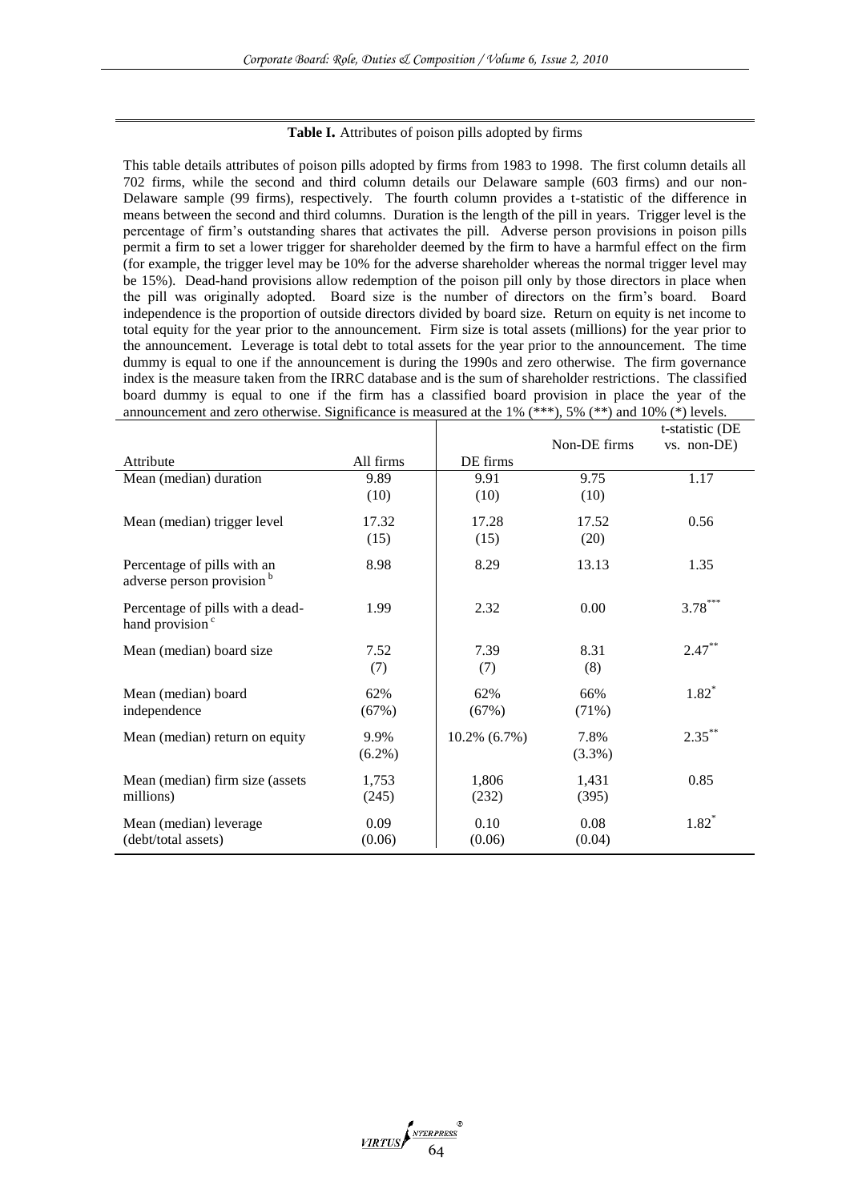**Table I.** Attributes of poison pills adopted by firms

This table details attributes of poison pills adopted by firms from 1983 to 1998. The first column details all 702 firms, while the second and third column details our Delaware sample (603 firms) and our non-Delaware sample (99 firms), respectively. The fourth column provides a t-statistic of the difference in means between the second and third columns. Duration is the length of the pill in years. Trigger level is the percentage of firm's outstanding shares that activates the pill. Adverse person provisions in poison pills permit a firm to set a lower trigger for shareholder deemed by the firm to have a harmful effect on the firm (for example, the trigger level may be 10% for the adverse shareholder whereas the normal trigger level may be 15%). Dead-hand provisions allow redemption of the poison pill only by those directors in place when the pill was originally adopted. Board size is the number of directors on the firm's board. Board independence is the proportion of outside directors divided by board size. Return on equity is net income to total equity for the year prior to the announcement. Firm size is total assets (millions) for the year prior to the announcement. Leverage is total debt to total assets for the year prior to the announcement. The time dummy is equal to one if the announcement is during the 1990s and zero otherwise. The firm governance index is the measure taken from the IRRC database and is the sum of shareholder restrictions. The classified board dummy is equal to one if the firm has a classified board provision in place the year of the announcement and zero otherwise. Significance is measured at the 1% (***), 5% (**) and 10% (*) levels.

| Attribute | All firms | DE firms | Non-DE firms | t-statistic (DE vs. non-DE) |
|---|---|---|---|---|
| Mean (median) duration | 9.89 (10) | 9.91 (10) | 9.75 (10) | 1.17 |
| Mean (median) trigger level | 17.32 (15) | 17.28 (15) | 17.52 (20) | 0.56 |
| Percentage of pills with an adverse person provision [b] | 8.98 | 8.29 | 13.13 | 1.35 |
| Percentage of pills with a dead-hand provision [c] | 1.99 | 2.32 | 0.00 | 3.78*** |
| Mean (median) board size | 7.52 (7) | 7.39 (7) | 8.31 (8) | 2.47** |
| Mean (median) board independence | 62% (67%) | 62% (67%) | 66% (71%) | 1.82* |
| Mean (median) return on equity | 9.9% (6.2%) | 10.2% (6.7%) | 7.8% (3.3%) | 2.35** |
| Mean (median) firm size (assets millions) | 1,753 (245) | 1,806 (232) | 1,431 (395) | 0.85 |
| Mean (median) leverage (debt/total assets) | 0.09 (0.06) | 0.10 (0.06) | 0.08 (0.04) | 1.82* |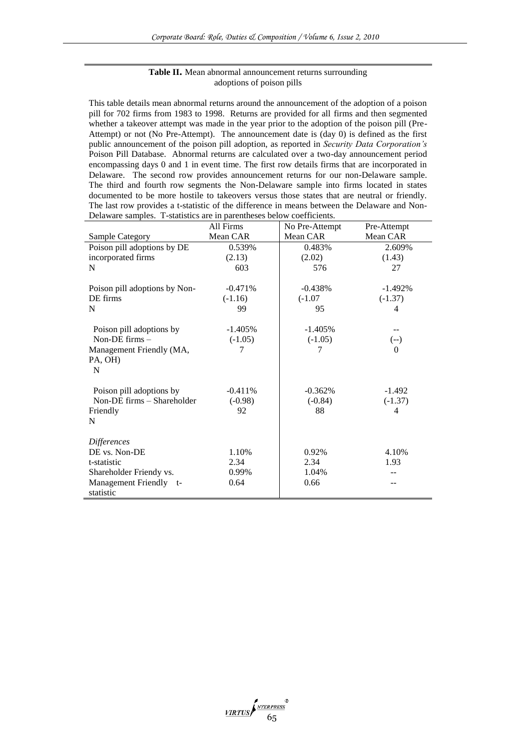**Table II.** Mean abnormal announcement returns surrounding adoptions of poison pills

This table details mean abnormal returns around the announcement of the adoption of a poison pill for 702 firms from 1983 to 1998. Returns are provided for all firms and then segmented whether a takeover attempt was made in the year prior to the adoption of the poison pill (Pre-Attempt) or not (No Pre-Attempt). The announcement date is (day 0) is defined as the first public announcement of the poison pill adoption, as reported in *Security Data Corporation's* Poison Pill Database. Abnormal returns are calculated over a two-day announcement period encompassing days 0 and 1 in event time. The first row details firms that are incorporated in Delaware. The second row provides announcement returns for our non-Delaware sample. The third and fourth row segments the Non-Delaware sample into firms located in states documented to be more hostile to takeovers versus those states that are neutral or friendly. The last row provides a t-statistic of the difference in means between the Delaware and Non-Delaware samples. T-statistics are in parentheses below coefficients.

| Sample Category | All Firms Mean CAR | No Pre-Attempt Mean CAR | Pre-Attempt Mean CAR |
|---|---|---|---|
| Poison pill adoptions by DE incorporated firms | 0.539% | 0.483% | 2.609% |
| | (2.13) | (2.02) | (1.43) |
| N | 603 | 576 | 27 |
| Poison pill adoptions by Non-DE firms | -0.471% | -0.438% | -1.492% |
| | (-1.16) | (-1.07 | (-1.37) |
| N | 99 | 95 | 4 |
| Poison pill adoptions by Non-DE firms – Management Friendly (MA, PA, OH) | -1.405% | -1.405% | -- |
| | (-1.05) | (-1.05) | (--) |
| N | 7 | 7 | 0 |
| Poison pill adoptions by Non-DE firms – Shareholder Friendly | -0.411% | -0.362% | -1.492 |
| | (-0.98) | (-0.84) | (-1.37) |
| N | 92 | 88 | 4 |
| *Differences* | | | |
| DE vs. Non-DE | 1.10% | 0.92% | 4.10% |
| t-statistic | 2.34 | 2.34 | 1.93 |
| Shareholder Friendy vs. | 0.99% | 1.04% | -- |
| Management Friendly t-statistic | 0.64 | 0.66 | -- |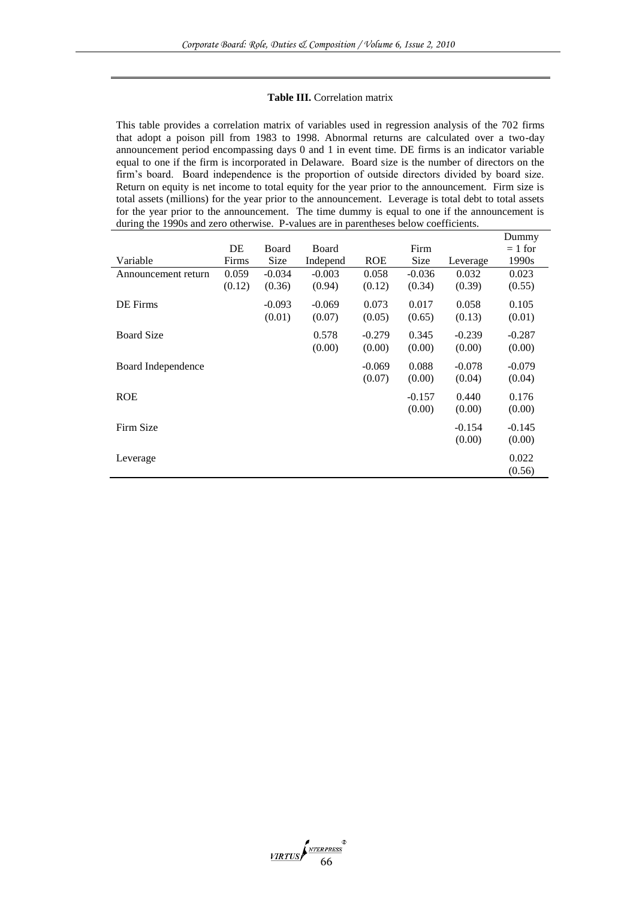**Table III.** Correlation matrix

This table provides a correlation matrix of variables used in regression analysis of the 702 firms that adopt a poison pill from 1983 to 1998. Abnormal returns are calculated over a two-day announcement period encompassing days 0 and 1 in event time. DE firms is an indicator variable equal to one if the firm is incorporated in Delaware. Board size is the number of directors on the firm's board. Board independence is the proportion of outside directors divided by board size. Return on equity is net income to total equity for the year prior to the announcement. Firm size is total assets (millions) for the year prior to the announcement. Leverage is total debt to total assets for the year prior to the announcement. The time dummy is equal to one if the announcement is during the 1990s and zero otherwise. P-values are in parentheses below coefficients.

| Variable | DE Firms | Board Size | Board Independ | ROE | Firm Size | Leverage | Dummy = 1 for 1990s |
|---|---|---|---|---|---|---|---|
| Announcement return | 0.059 | -0.034 | -0.003 | 0.058 | -0.036 | 0.032 | 0.023 |
| | (0.12) | (0.36) | (0.94) | (0.12) | (0.34) | (0.39) | (0.55) |
| DE Firms | | -0.093 | -0.069 | 0.073 | 0.017 | 0.058 | 0.105 |
| | | (0.01) | (0.07) | (0.05) | (0.65) | (0.13) | (0.01) |
| Board Size | | | 0.578 | -0.279 | 0.345 | -0.239 | -0.287 |
| | | | (0.00) | (0.00) | (0.00) | (0.00) | (0.00) |
| Board Independence | | | | -0.069 | 0.088 | -0.078 | -0.079 |
| | | | | (0.07) | (0.00) | (0.04) | (0.04) |
| ROE | | | | | -0.157 | 0.440 | 0.176 |
| | | | | | (0.00) | (0.00) | (0.00) |
| Firm Size | | | | | | -0.154 | -0.145 |
| | | | | | | (0.00) | (0.00) |
| Leverage | | | | | | | 0.022 |
| | | | | | | | (0.56) |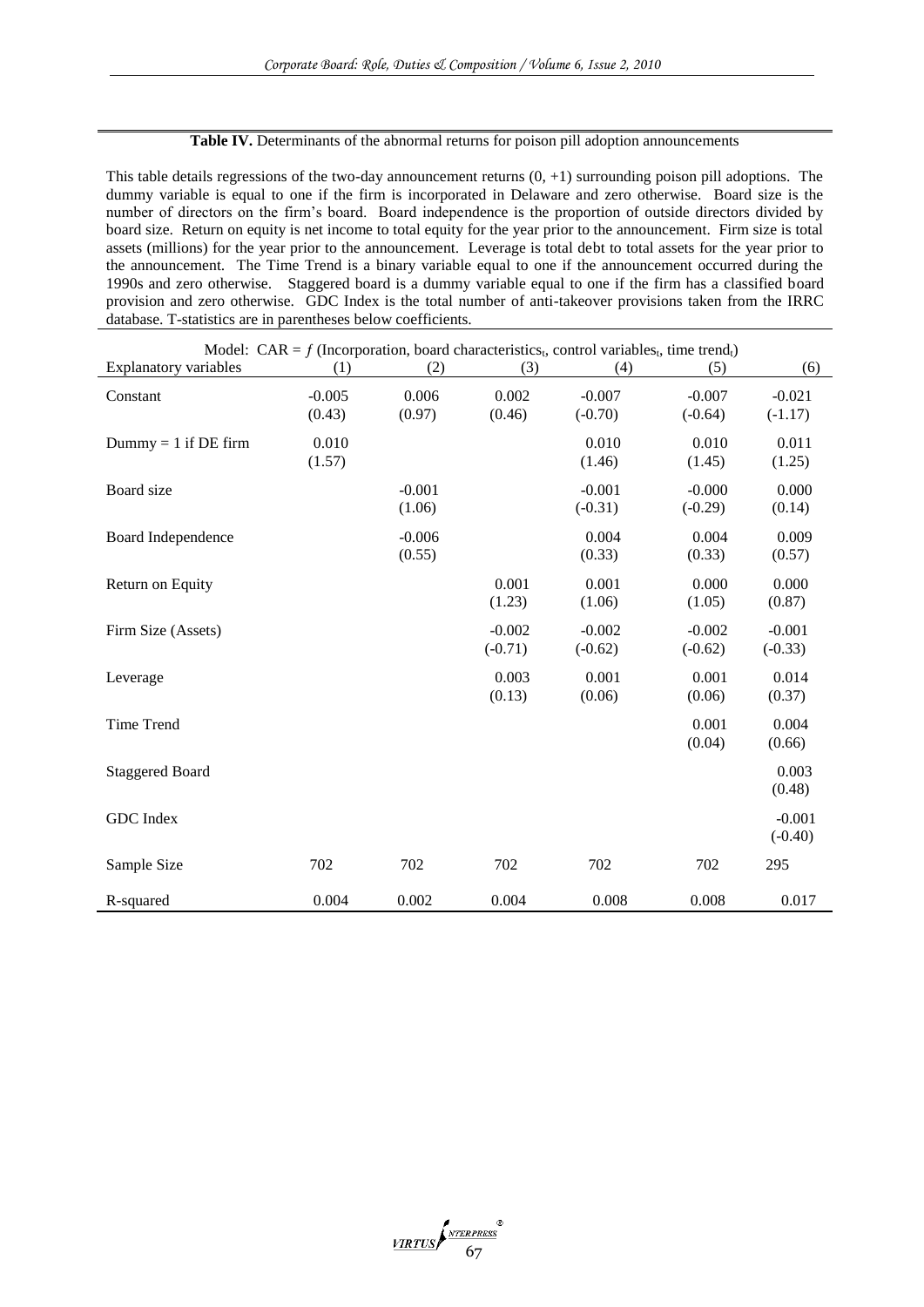**Table IV.** Determinants of the abnormal returns for poison pill adoption announcements

This table details regressions of the two-day announcement returns (0, +1) surrounding poison pill adoptions. The dummy variable is equal to one if the firm is incorporated in Delaware and zero otherwise. Board size is the number of directors on the firm's board. Board independence is the proportion of outside directors divided by board size. Return on equity is net income to total equity for the year prior to the announcement. Firm size is total assets (millions) for the year prior to the announcement. Leverage is total debt to total assets for the year prior to the announcement. The Time Trend is a binary variable equal to one if the announcement occurred during the 1990s and zero otherwise. Staggered board is a dummy variable equal to one if the firm has a classified board provision and zero otherwise. GDC Index is the total number of anti-takeover provisions taken from the IRRC database. T-statistics are in parentheses below coefficients.

| Model: CAR = $f$ (Incorporation, board characteristics$_t$, control variables$_t$, time trend$_t$) | | | | | | |
|---|---|---|---|---|---|---|
| Explanatory variables | (1) | (2) | (3) | (4) | (5) | (6) |
| Constant | -0.005 | 0.006 | 0.002 | -0.007 | -0.007 | -0.021 |
| | (0.43) | (0.97) | (0.46) | (-0.70) | (-0.64) | (-1.17) |
| Dummy = 1 if DE firm | 0.010 | | | 0.010 | 0.010 | 0.011 |
| | (1.57) | | | (1.46) | (1.45) | (1.25) |
| Board size | | -0.001 | | -0.001 | -0.000 | 0.000 |
| | | (1.06) | | (-0.31) | (-0.29) | (0.14) |
| Board Independence | | -0.006 | | 0.004 | 0.004 | 0.009 |
| | | (0.55) | | (0.33) | (0.33) | (0.57) |
| Return on Equity | | | 0.001 | 0.001 | 0.000 | 0.000 |
| | | | (1.23) | (1.06) | (1.05) | (0.87) |
| Firm Size (Assets) | | | -0.002 | -0.002 | -0.002 | -0.001 |
| | | | (-0.71) | (-0.62) | (-0.62) | (-0.33) |
| Leverage | | | 0.003 | 0.001 | 0.001 | 0.014 |
| | | | (0.13) | (0.06) | (0.06) | (0.37) |
| Time Trend | | | | | 0.001 | 0.004 |
| | | | | | (0.04) | (0.66) |
| Staggered Board | | | | | | 0.003 |
| | | | | | | (0.48) |
| GDC Index | | | | | | -0.001 |
| | | | | | | (-0.40) |
| Sample Size | 702 | 702 | 702 | 702 | 702 | 295 |
| R-squared | 0.004 | 0.002 | 0.004 | 0.008 | 0.008 | 0.017 |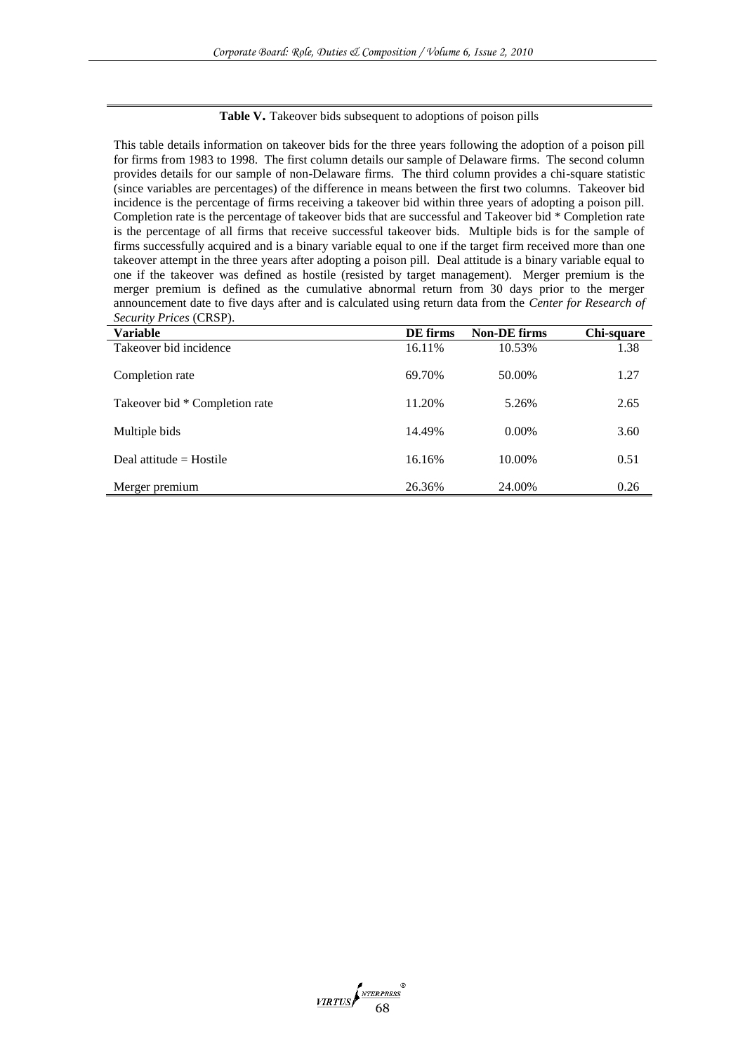**Table V.** Takeover bids subsequent to adoptions of poison pills

This table details information on takeover bids for the three years following the adoption of a poison pill for firms from 1983 to 1998. The first column details our sample of Delaware firms. The second column provides details for our sample of non-Delaware firms. The third column provides a chi-square statistic (since variables are percentages) of the difference in means between the first two columns. Takeover bid incidence is the percentage of firms receiving a takeover bid within three years of adopting a poison pill. Completion rate is the percentage of takeover bids that are successful and Takeover bid * Completion rate is the percentage of all firms that receive successful takeover bids. Multiple bids is for the sample of firms successfully acquired and is a binary variable equal to one if the target firm received more than one takeover attempt in the three years after adopting a poison pill. Deal attitude is a binary variable equal to one if the takeover was defined as hostile (resisted by target management). Merger premium is the merger premium is defined as the cumulative abnormal return from 30 days prior to the merger announcement date to five days after and is calculated using return data from the *Center for Research of Security Prices* (CRSP).

| Variable | DE firms | Non-DE firms | Chi-square |
|---|---|---|---|
| Takeover bid incidence | 16.11% | 10.53% | 1.38 |
| Completion rate | 69.70% | 50.00% | 1.27 |
| Takeover bid * Completion rate | 11.20% | 5.26% | 2.65 |
| Multiple bids | 14.49% | 0.00% | 3.60 |
| Deal attitude = Hostile | 16.16% | 10.00% | 0.51 |
| Merger premium | 26.36% | 24.00% | 0.26 |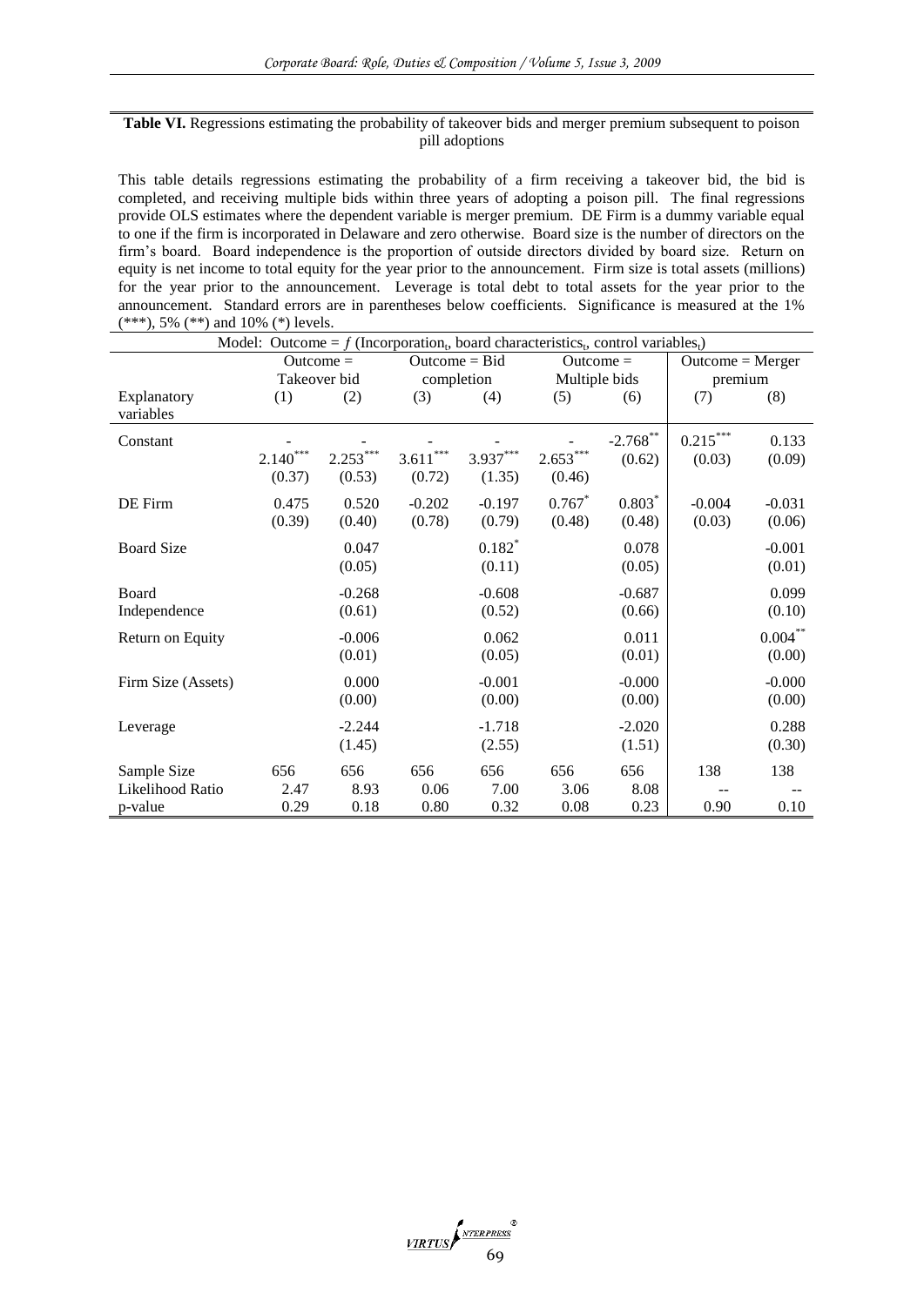**Table VI.** Regressions estimating the probability of takeover bids and merger premium subsequent to poison pill adoptions

This table details regressions estimating the probability of a firm receiving a takeover bid, the bid is completed, and receiving multiple bids within three years of adopting a poison pill. The final regressions provide OLS estimates where the dependent variable is merger premium. DE Firm is a dummy variable equal to one if the firm is incorporated in Delaware and zero otherwise. Board size is the number of directors on the firm's board. Board independence is the proportion of outside directors divided by board size. Return on equity is net income to total equity for the year prior to the announcement. Firm size is total assets (millions) for the year prior to the announcement. Leverage is total debt to total assets for the year prior to the announcement. Standard errors are in parentheses below coefficients. Significance is measured at the 1% (***), 5% (**) and 10% (*) levels.

Model: Outcome = $f$ (Incorporation$_t$, board characteristics$_t$, control variables$_t$)

| | Outcome = Takeover bid | | Outcome = Bid completion | | Outcome = Multiple bids | | Outcome = Merger premium | |
|---|---|---|---|---|---|---|---|---|
| Explanatory variables | (1) | (2) | (3) | (4) | (5) | (6) | (7) | (8) |
| Constant | -2.140*** | -2.253*** | -3.611*** | -3.937*** | -2.653*** | -2.768** | 0.215*** | 0.133 |
| | (0.37) | (0.53) | (0.72) | (1.35) | (0.46) | (0.62) | (0.03) | (0.09) |
| DE Firm | 0.475 | 0.520 | -0.202 | -0.197 | 0.767* | 0.803* | -0.004 | -0.031 |
| | (0.39) | (0.40) | (0.78) | (0.79) | (0.48) | (0.48) | (0.03) | (0.06) |
| Board Size | | 0.047 | | 0.182* | | 0.078 | | -0.001 |
| | | (0.05) | | (0.11) | | (0.05) | | (0.01) |
| Board Independence | | -0.268 | | -0.608 | | -0.687 | | 0.099 |
| | | (0.61) | | (0.52) | | (0.66) | | (0.10) |
| Return on Equity | | -0.006 | | 0.062 | | 0.011 | | 0.004** |
| | | (0.01) | | (0.05) | | (0.01) | | (0.00) |
| Firm Size (Assets) | | 0.000 | | -0.001 | | -0.000 | | -0.000 |
| | | (0.00) | | (0.00) | | (0.00) | | (0.00) |
| Leverage | | -2.244 | | -1.718 | | -2.020 | | 0.288 |
| | | (1.45) | | (2.55) | | (1.51) | | (0.30) |
| Sample Size | 656 | 656 | 656 | 656 | 656 | 656 | 138 | 138 |
| Likelihood Ratio | 2.47 | 8.93 | 0.06 | 7.00 | 3.06 | 8.08 | -- | -- |
| p-value | 0.29 | 0.18 | 0.80 | 0.32 | 0.08 | 0.23 | 0.90 | 0.10 |